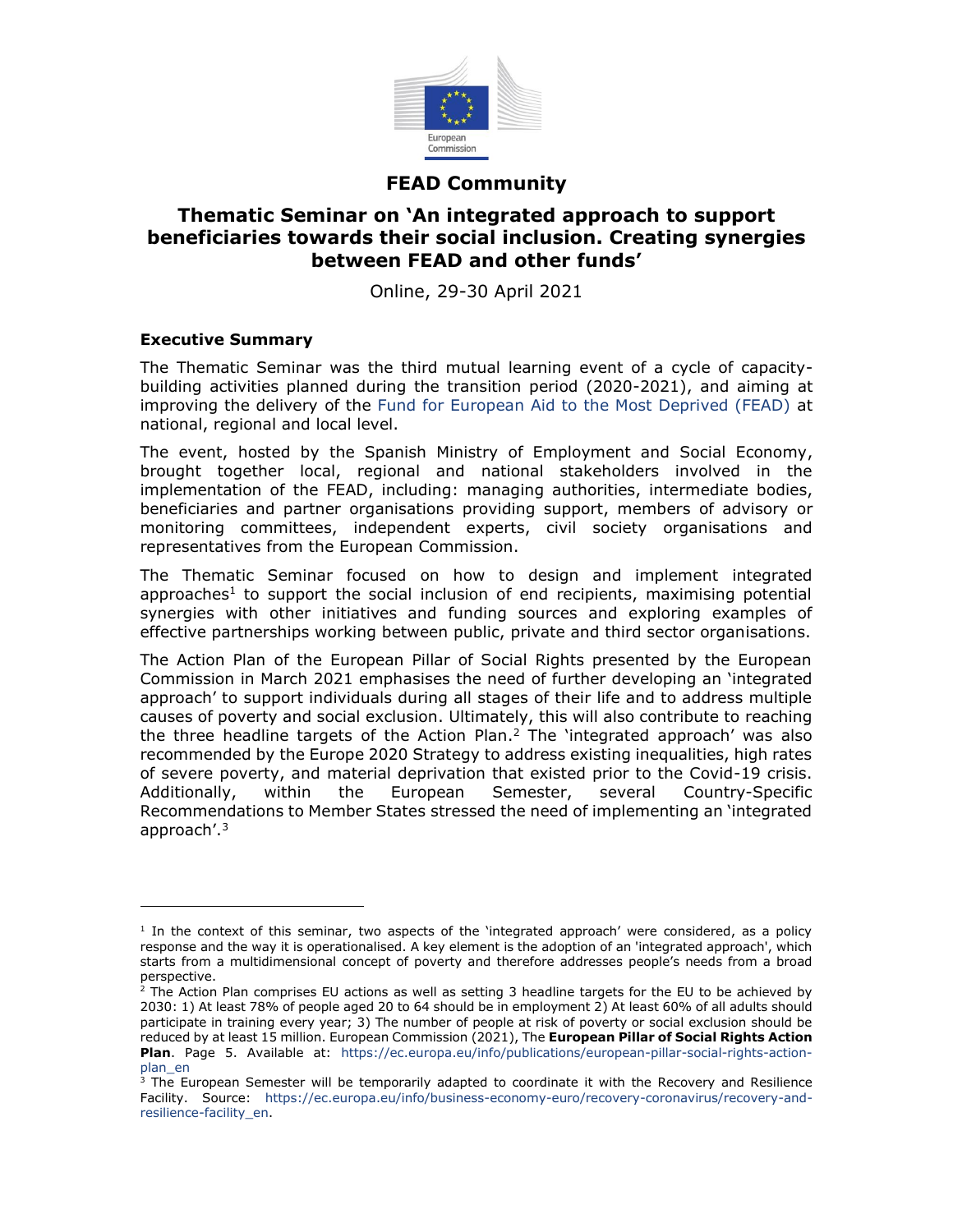# FEAD Community

## Thematic Seminar on 'An integrated approach to support beneficiaries towards their social inclusion. Creating synergies between FEAD and other funds'

Online, 29-30 April 2021

### Executive Summary

The Thematic Seminar was the third mutual learning event of a cycle of capacity-building activities planned during the transition period (2020-2021), and aiming at improving the delivery of the Fund for European Aid to the Most Deprived (FEAD) at national, regional and local level.

The event, hosted by the Spanish Ministry of Employment and Social Economy, brought together local, regional and national stakeholders involved in the implementation of the FEAD, including: managing authorities, intermediate bodies, beneficiaries and partner organisations providing support, members of advisory or monitoring committees, independent experts, civil society organisations and representatives from the European Commission.

The Thematic Seminar focused on how to design and implement integrated approaches[1] to support the social inclusion of end recipients, maximising potential synergies with other initiatives and funding sources and exploring examples of effective partnerships working between public, private and third sector organisations.

The Action Plan of the European Pillar of Social Rights presented by the European Commission in March 2021 emphasises the need of further developing an 'integrated approach' to support individuals during all stages of their life and to address multiple causes of poverty and social exclusion. Ultimately, this will also contribute to reaching the three headline targets of the Action Plan.[2] The 'integrated approach' was also recommended by the Europe 2020 Strategy to address existing inequalities, high rates of severe poverty, and material deprivation that existed prior to the Covid-19 crisis. Additionally, within the European Semester, several Country-Specific Recommendations to Member States stressed the need of implementing an 'integrated approach'.[3]

---

[1] In the context of this seminar, two aspects of the 'integrated approach' were considered, as a policy response and the way it is operationalised. A key element is the adoption of an 'integrated approach', which starts from a multidimensional concept of poverty and therefore addresses people's needs from a broad perspective.

[2] The Action Plan comprises EU actions as well as setting 3 headline targets for the EU to be achieved by 2030: 1) At least 78% of people aged 20 to 64 should be in employment 2) At least 60% of all adults should participate in training every year; 3) The number of people at risk of poverty or social exclusion should be reduced by at least 15 million. European Commission (2021), The **European Pillar of Social Rights Action Plan**. Page 5. Available at: https://ec.europa.eu/info/publications/european-pillar-social-rights-action-plan_en

[3] The European Semester will be temporarily adapted to coordinate it with the Recovery and Resilience Facility. Source: https://ec.europa.eu/info/business-economy-euro/recovery-coronavirus/recovery-and-resilience-facility_en.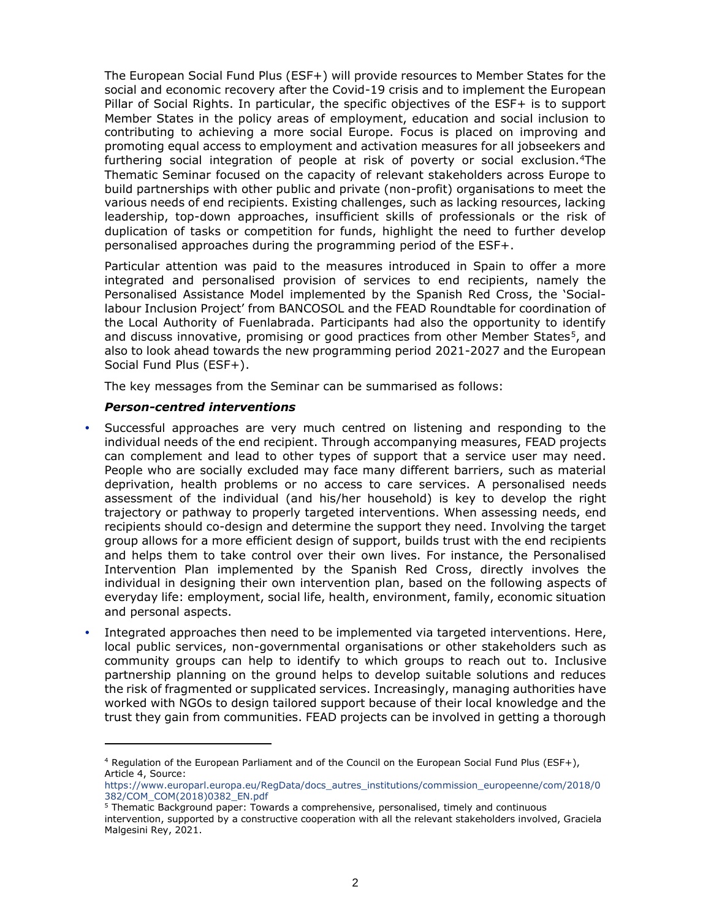The European Social Fund Plus (ESF+) will provide resources to Member States for the social and economic recovery after the Covid-19 crisis and to implement the European Pillar of Social Rights. In particular, the specific objectives of the ESF+ is to support Member States in the policy areas of employment, education and social inclusion to contributing to achieving a more social Europe. Focus is placed on improving and promoting equal access to employment and activation measures for all jobseekers and furthering social integration of people at risk of poverty or social exclusion.[4]The Thematic Seminar focused on the capacity of relevant stakeholders across Europe to build partnerships with other public and private (non-profit) organisations to meet the various needs of end recipients. Existing challenges, such as lacking resources, lacking leadership, top-down approaches, insufficient skills of professionals or the risk of duplication of tasks or competition for funds, highlight the need to further develop personalised approaches during the programming period of the ESF+.

Particular attention was paid to the measures introduced in Spain to offer a more integrated and personalised provision of services to end recipients, namely the Personalised Assistance Model implemented by the Spanish Red Cross, the 'Social-labour Inclusion Project' from BANCOSOL and the FEAD Roundtable for coordination of the Local Authority of Fuenlabrada. Participants had also the opportunity to identify and discuss innovative, promising or good practices from other Member States[5], and also to look ahead towards the new programming period 2021-2027 and the European Social Fund Plus (ESF+).

The key messages from the Seminar can be summarised as follows:

***Person-centred interventions***

- Successful approaches are very much centred on listening and responding to the individual needs of the end recipient. Through accompanying measures, FEAD projects can complement and lead to other types of support that a service user may need. People who are socially excluded may face many different barriers, such as material deprivation, health problems or no access to care services. A personalised needs assessment of the individual (and his/her household) is key to develop the right trajectory or pathway to properly targeted interventions. When assessing needs, end recipients should co-design and determine the support they need. Involving the target group allows for a more efficient design of support, builds trust with the end recipients and helps them to take control over their own lives. For instance, the Personalised Intervention Plan implemented by the Spanish Red Cross, directly involves the individual in designing their own intervention plan, based on the following aspects of everyday life: employment, social life, health, environment, family, economic situation and personal aspects.
- Integrated approaches then need to be implemented via targeted interventions. Here, local public services, non-governmental organisations or other stakeholders such as community groups can help to identify to which groups to reach out to. Inclusive partnership planning on the ground helps to develop suitable solutions and reduces the risk of fragmented or supplicated services. Increasingly, managing authorities have worked with NGOs to design tailored support because of their local knowledge and the trust they gain from communities. FEAD projects can be involved in getting a thorough

---

[4] Regulation of the European Parliament and of the Council on the European Social Fund Plus (ESF+), Article 4, Source: https://www.europarl.europa.eu/RegData/docs_autres_institutions/commission_europeenne/com/2018/0382/COM_COM(2018)0382_EN.pdf

[5] Thematic Background paper: Towards a comprehensive, personalised, timely and continuous intervention, supported by a constructive cooperation with all the relevant stakeholders involved, Graciela Malgesini Rey, 2021.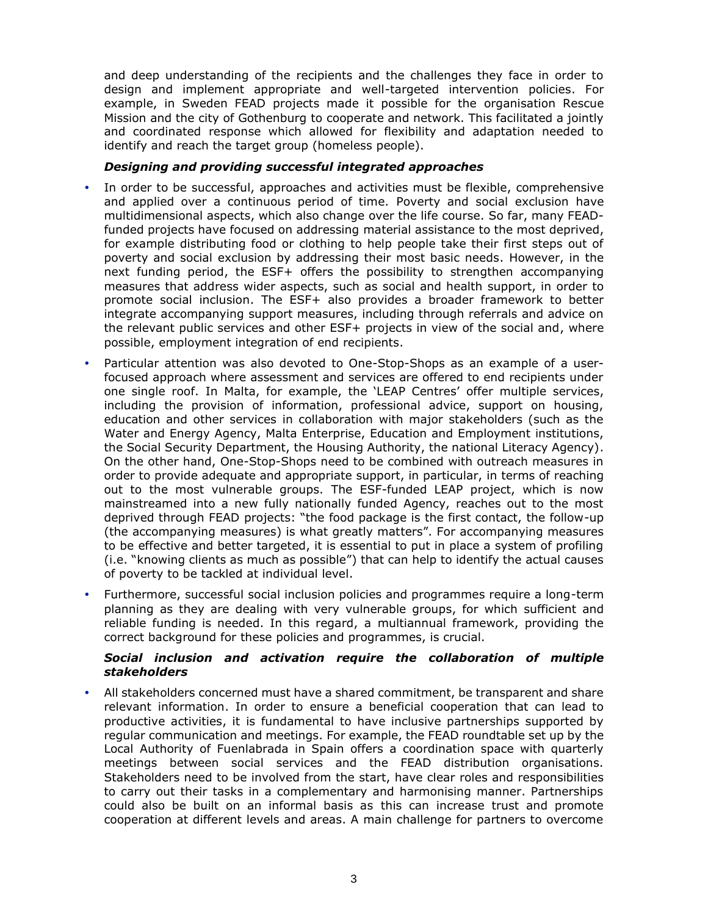and deep understanding of the recipients and the challenges they face in order to design and implement appropriate and well-targeted intervention policies. For example, in Sweden FEAD projects made it possible for the organisation Rescue Mission and the city of Gothenburg to cooperate and network. This facilitated a jointly and coordinated response which allowed for flexibility and adaptation needed to identify and reach the target group (homeless people).

***Designing and providing successful integrated approaches***

- In order to be successful, approaches and activities must be flexible, comprehensive and applied over a continuous period of time. Poverty and social exclusion have multidimensional aspects, which also change over the life course. So far, many FEAD-funded projects have focused on addressing material assistance to the most deprived, for example distributing food or clothing to help people take their first steps out of poverty and social exclusion by addressing their most basic needs. However, in the next funding period, the ESF+ offers the possibility to strengthen accompanying measures that address wider aspects, such as social and health support, in order to promote social inclusion. The ESF+ also provides a broader framework to better integrate accompanying support measures, including through referrals and advice on the relevant public services and other ESF+ projects in view of the social and, where possible, employment integration of end recipients.
- Particular attention was also devoted to One-Stop-Shops as an example of a user-focused approach where assessment and services are offered to end recipients under one single roof. In Malta, for example, the 'LEAP Centres' offer multiple services, including the provision of information, professional advice, support on housing, education and other services in collaboration with major stakeholders (such as the Water and Energy Agency, Malta Enterprise, Education and Employment institutions, the Social Security Department, the Housing Authority, the national Literacy Agency). On the other hand, One-Stop-Shops need to be combined with outreach measures in order to provide adequate and appropriate support, in particular, in terms of reaching out to the most vulnerable groups. The ESF-funded LEAP project, which is now mainstreamed into a new fully nationally funded Agency, reaches out to the most deprived through FEAD projects: "the food package is the first contact, the follow-up (the accompanying measures) is what greatly matters". For accompanying measures to be effective and better targeted, it is essential to put in place a system of profiling (i.e. "knowing clients as much as possible") that can help to identify the actual causes of poverty to be tackled at individual level.
- Furthermore, successful social inclusion policies and programmes require a long-term planning as they are dealing with very vulnerable groups, for which sufficient and reliable funding is needed. In this regard, a multiannual framework, providing the correct background for these policies and programmes, is crucial.

***Social inclusion and activation require the collaboration of multiple stakeholders***

- All stakeholders concerned must have a shared commitment, be transparent and share relevant information. In order to ensure a beneficial cooperation that can lead to productive activities, it is fundamental to have inclusive partnerships supported by regular communication and meetings. For example, the FEAD roundtable set up by the Local Authority of Fuenlabrada in Spain offers a coordination space with quarterly meetings between social services and the FEAD distribution organisations. Stakeholders need to be involved from the start, have clear roles and responsibilities to carry out their tasks in a complementary and harmonising manner. Partnerships could also be built on an informal basis as this can increase trust and promote cooperation at different levels and areas. A main challenge for partners to overcome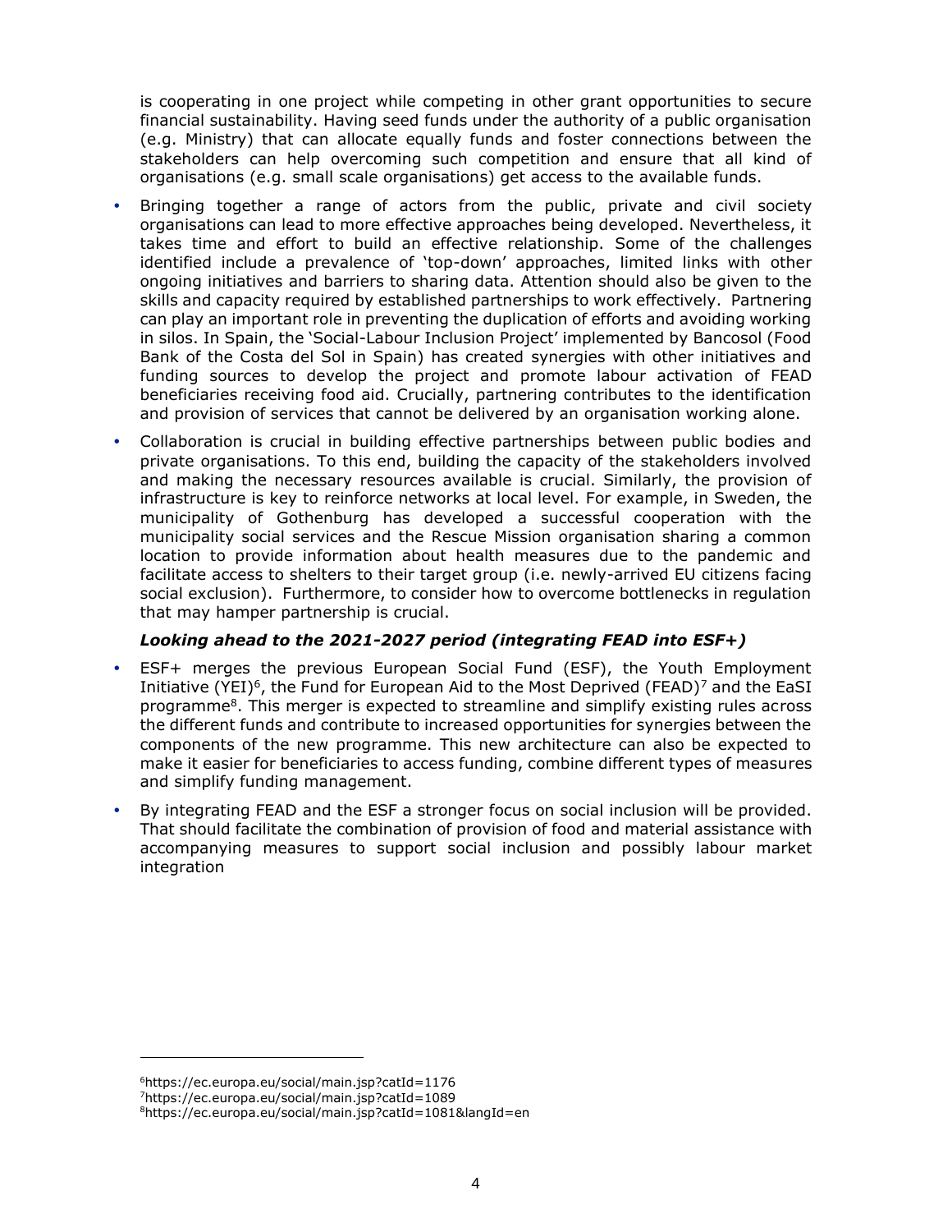is cooperating in one project while competing in other grant opportunities to secure financial sustainability. Having seed funds under the authority of a public organisation (e.g. Ministry) that can allocate equally funds and foster connections between the stakeholders can help overcoming such competition and ensure that all kind of organisations (e.g. small scale organisations) get access to the available funds.

- Bringing together a range of actors from the public, private and civil society organisations can lead to more effective approaches being developed. Nevertheless, it takes time and effort to build an effective relationship. Some of the challenges identified include a prevalence of 'top-down' approaches, limited links with other ongoing initiatives and barriers to sharing data. Attention should also be given to the skills and capacity required by established partnerships to work effectively. Partnering can play an important role in preventing the duplication of efforts and avoiding working in silos. In Spain, the 'Social-Labour Inclusion Project' implemented by Bancosol (Food Bank of the Costa del Sol in Spain) has created synergies with other initiatives and funding sources to develop the project and promote labour activation of FEAD beneficiaries receiving food aid. Crucially, partnering contributes to the identification and provision of services that cannot be delivered by an organisation working alone.
- Collaboration is crucial in building effective partnerships between public bodies and private organisations. To this end, building the capacity of the stakeholders involved and making the necessary resources available is crucial. Similarly, the provision of infrastructure is key to reinforce networks at local level. For example, in Sweden, the municipality of Gothenburg has developed a successful cooperation with the municipality social services and the Rescue Mission organisation sharing a common location to provide information about health measures due to the pandemic and facilitate access to shelters to their target group (i.e. newly-arrived EU citizens facing social exclusion). Furthermore, to consider how to overcome bottlenecks in regulation that may hamper partnership is crucial.

***Looking ahead to the 2021-2027 period (integrating FEAD into ESF+)***

- ESF+ merges the previous European Social Fund (ESF), the Youth Employment Initiative (YEI)[6], the Fund for European Aid to the Most Deprived (FEAD)[7] and the EaSI programme[8]. This merger is expected to streamline and simplify existing rules across the different funds and contribute to increased opportunities for synergies between the components of the new programme. This new architecture can also be expected to make it easier for beneficiaries to access funding, combine different types of measures and simplify funding management.
- By integrating FEAD and the ESF a stronger focus on social inclusion will be provided. That should facilitate the combination of provision of food and material assistance with accompanying measures to support social inclusion and possibly labour market integration

[6] https://ec.europa.eu/social/main.jsp?catId=1176

[7] https://ec.europa.eu/social/main.jsp?catId=1089

[8] https://ec.europa.eu/social/main.jsp?catId=1081&langId=en